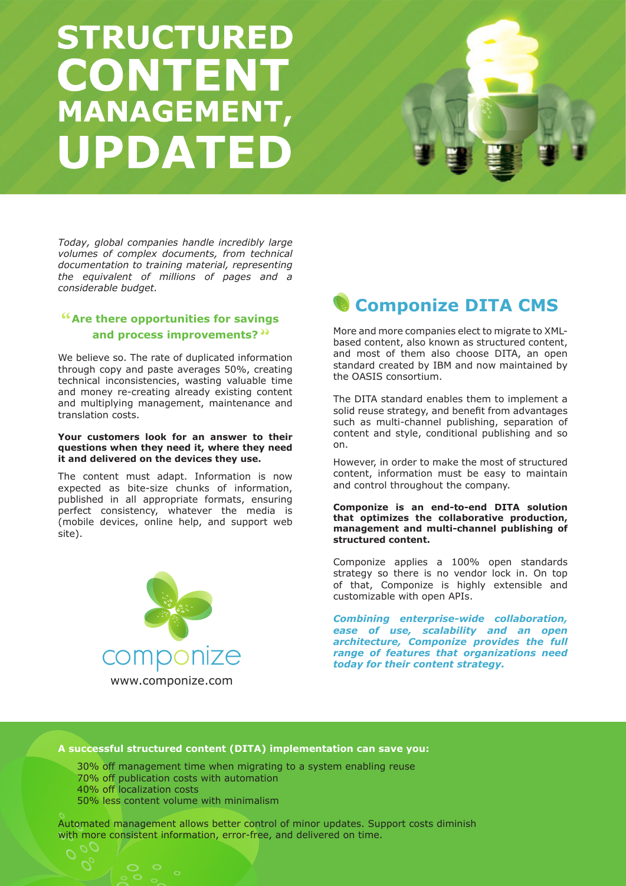# STRUCTURED CONTENT MANAGEMENT, UPDATED

*Today, global companies handle incredibly large volumes of complex documents, from technical documentation to training material, representing the equivalent of millions of pages and a considerable budget.*

### "Are there opportunities for savings and process improvements?"

We believe so. The rate of duplicated information through copy and paste averages 50%, creating technical inconsistencies, wasting valuable time and money re-creating already existing content and multiplying management, maintenance and translation costs.

**Your customers look for an answer to their questions when they need it, where they need it and delivered on the devices they use.**

The content must adapt. Information is now expected as bite-size chunks of information, published in all appropriate formats, ensuring perfect consistency, whatever the media is (mobile devices, online help, and support web site).

componize

www.componize.com

## Componize DITA CMS

More and more companies elect to migrate to XML-based content, also known as structured content, and most of them also choose DITA, an open standard created by IBM and now maintained by the OASIS consortium.

The DITA standard enables them to implement a solid reuse strategy, and benefit from advantages such as multi-channel publishing, separation of content and style, conditional publishing and so on.

However, in order to make the most of structured content, information must be easy to maintain and control throughout the company.

**Componize is an end-to-end DITA solution that optimizes the collaborative production, management and multi-channel publishing of structured content.**

Componize applies a 100% open standards strategy so there is no vendor lock in. On top of that, Componize is highly extensible and customizable with open APIs.

***Combining enterprise-wide collaboration, ease of use, scalability and an open architecture, Componize provides the full range of features that organizations need today for their content strategy.***

**A successful structured content (DITA) implementation can save you:**

- 30% off management time when migrating to a system enabling reuse
- 70% off publication costs with automation
- 40% off localization costs
- 50% less content volume with minimalism

Automated management allows better control of minor updates. Support costs diminish with more consistent information, error-free, and delivered on time.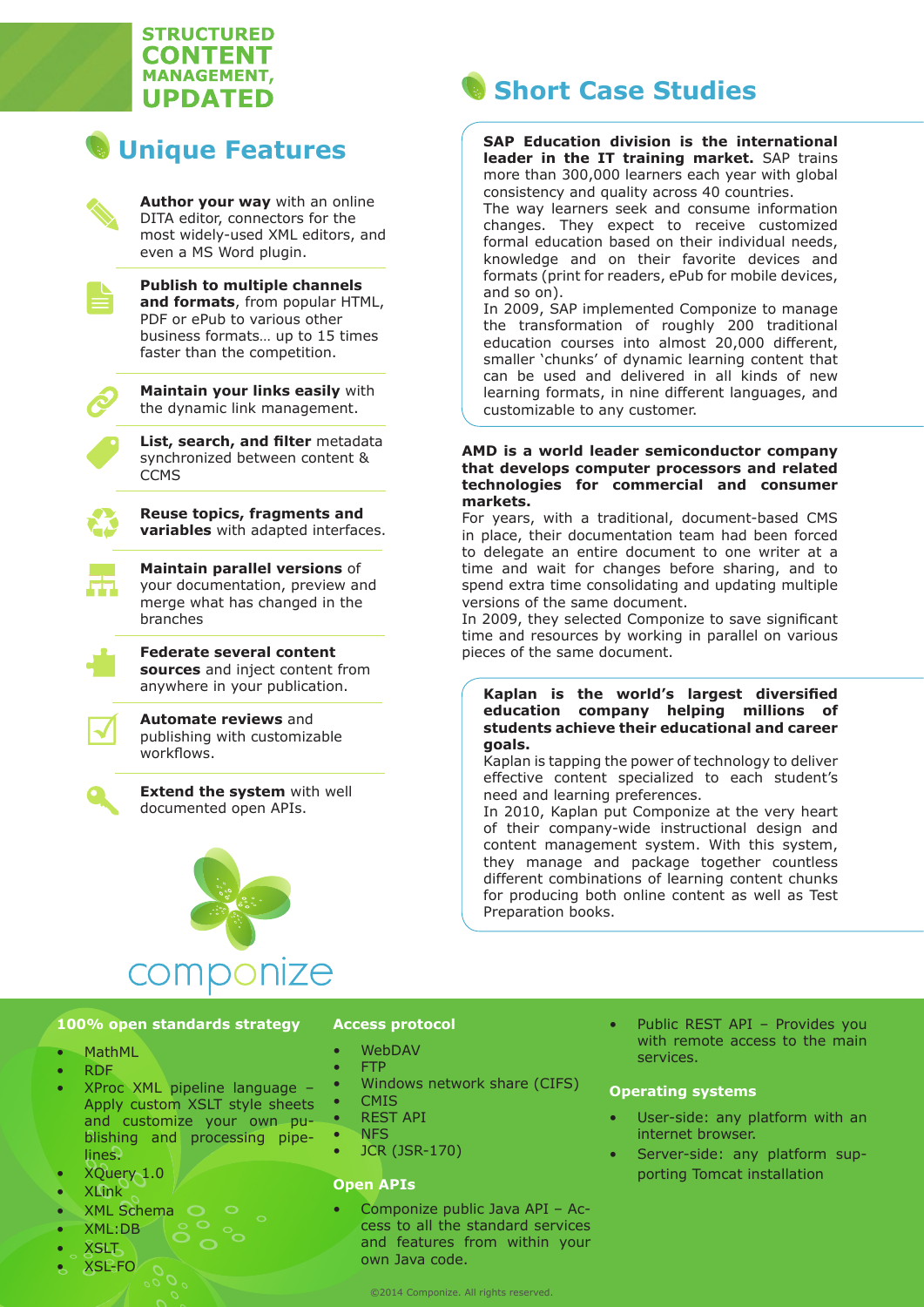# STRUCTURED CONTENT MANAGEMENT, UPDATED

## Unique Features

**Author your way** with an online DITA editor, connectors for the most widely-used XML editors, and even a MS Word plugin.

**Publish to multiple channels and formats**, from popular HTML, PDF or ePub to various other business formats… up to 15 times faster than the competition.

**Maintain your links easily** with the dynamic link management.

**List, search, and filter** metadata synchronized between content & CCMS

**Reuse topics, fragments and variables** with adapted interfaces.

**Maintain parallel versions** of your documentation, preview and merge what has changed in the branches

**Federate several content sources** and inject content from anywhere in your publication.

**Automate reviews** and publishing with customizable workflows.

**Extend the system** with well documented open APIs.

componize

## Short Case Studies

**SAP Education division is the international leader in the IT training market.** SAP trains more than 300,000 learners each year with global consistency and quality across 40 countries.
The way learners seek and consume information changes. They expect to receive customized formal education based on their individual needs, knowledge and on their favorite devices and formats (print for readers, ePub for mobile devices, and so on).
In 2009, SAP implemented Componize to manage the transformation of roughly 200 traditional education courses into almost 20,000 different, smaller 'chunks' of dynamic learning content that can be used and delivered in all kinds of new learning formats, in nine different languages, and customizable to any customer.

**AMD is a world leader semiconductor company that develops computer processors and related technologies for commercial and consumer markets.**
For years, with a traditional, document-based CMS in place, their documentation team had been forced to delegate an entire document to one writer at a time and wait for changes before sharing, and to spend extra time consolidating and updating multiple versions of the same document.
In 2009, they selected Componize to save significant time and resources by working in parallel on various pieces of the same document.

**Kaplan is the world's largest diversified education company helping millions of students achieve their educational and career goals.**
Kaplan is tapping the power of technology to deliver effective content specialized to each student's need and learning preferences.
In 2010, Kaplan put Componize at the very heart of their company-wide instructional design and content management system. With this system, they manage and package together countless different combinations of learning content chunks for producing both online content as well as Test Preparation books.

### 100% open standards strategy

- MathML
- RDF
- XProc XML pipeline language – Apply custom XSLT style sheets and customize your own publishing and processing pipelines.
- XQuery 1.0
- XLink
- XML Schema
- XML:DB
- XSLT
- XSL-FO

### Access protocol

- WebDAV
- FTP
- Windows network share (CIFS)
- CMIS
- REST API
- NFS
- JCR (JSR-170)

### Open APIs

- Componize public Java API – Access to all the standard services and features from within your own Java code.
- Public REST API – Provides you with remote access to the main services.

### Operating systems

- User-side: any platform with an internet browser.
- Server-side: any platform supporting Tomcat installation

©2014 Componize. All rights reserved.